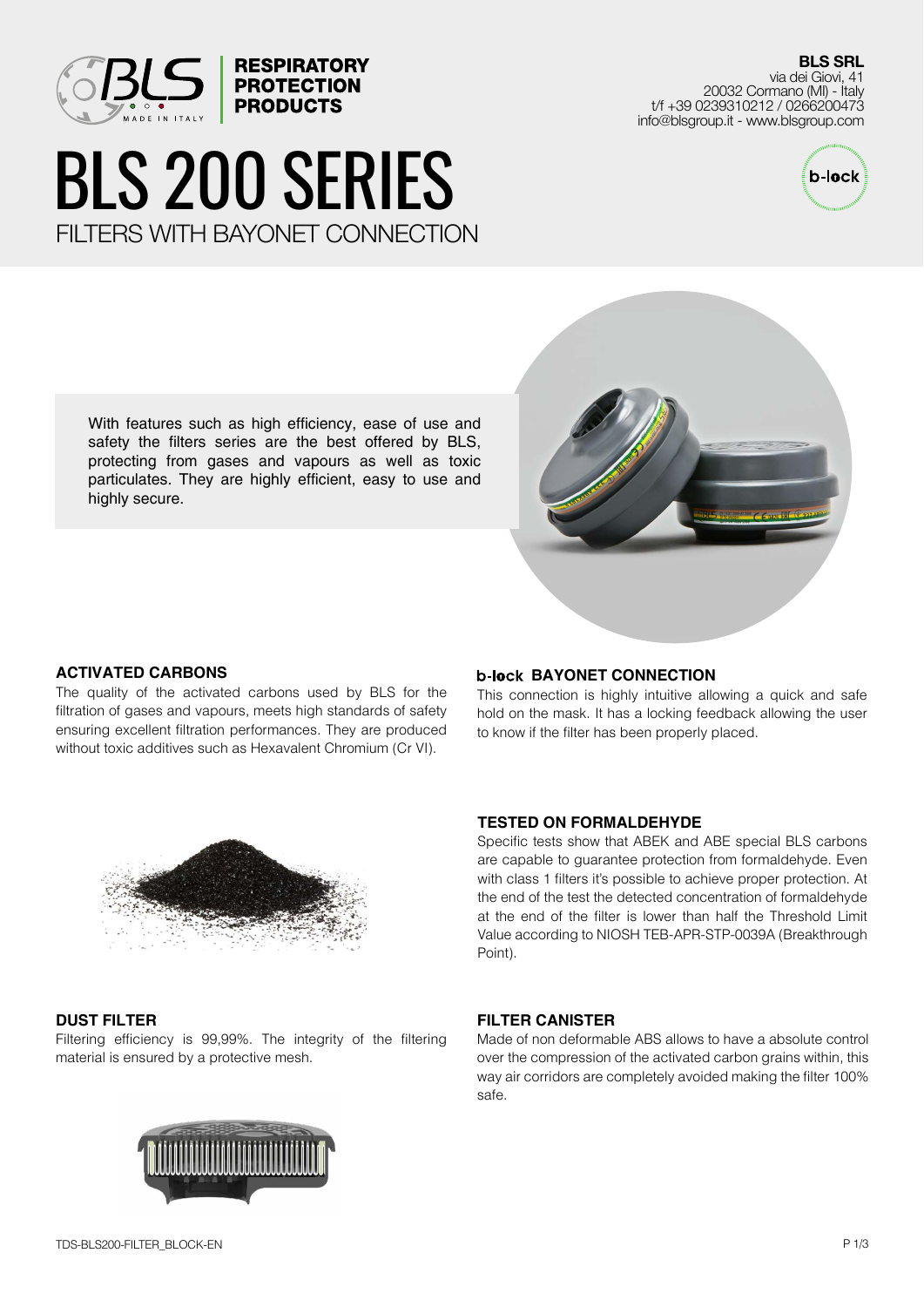**RESPIRATORY PROTECTION PRODUCTS**

**BLS SRL**
via dei Giovi, 41
20032 Cormano (MI) - Italy
t/f +39 0239310212 / 0266200473
info@blsgroup.it - www.blsgroup.com

# BLS 200 SERIES

## FILTERS WITH BAYONET CONNECTION

With features such as high efficiency, ease of use and safety the filters series are the best offered by BLS, protecting from gases and vapours as well as toxic particulates. They are highly efficient, easy to use and highly secure.

### ACTIVATED CARBONS

The quality of the activated carbons used by BLS for the filtration of gases and vapours, meets high standards of safety ensuring excellent filtration performances. They are produced without toxic additives such as Hexavalent Chromium (Cr VI).

### b-lock BAYONET CONNECTION

This connection is highly intuitive allowing a quick and safe hold on the mask. It has a locking feedback allowing the user to know if the filter has been properly placed.

### TESTED ON FORMALDEHYDE

Specific tests show that ABEK and ABE special BLS carbons are capable to guarantee protection from formaldehyde. Even with class 1 filters it's possible to achieve proper protection. At the end of the test the detected concentration of formaldehyde at the end of the filter is lower than half the Threshold Limit Value according to NIOSH TEB-APR-STP-0039A (Breakthrough Point).

### DUST FILTER

Filtering efficiency is 99,99%. The integrity of the filtering material is ensured by a protective mesh.

### FILTER CANISTER

Made of non deformable ABS allows to have a absolute control over the compression of the activated carbon grains within, this way air corridors are completely avoided making the filter 100% safe.

TDS-BLS200-FILTER_BLOCK-EN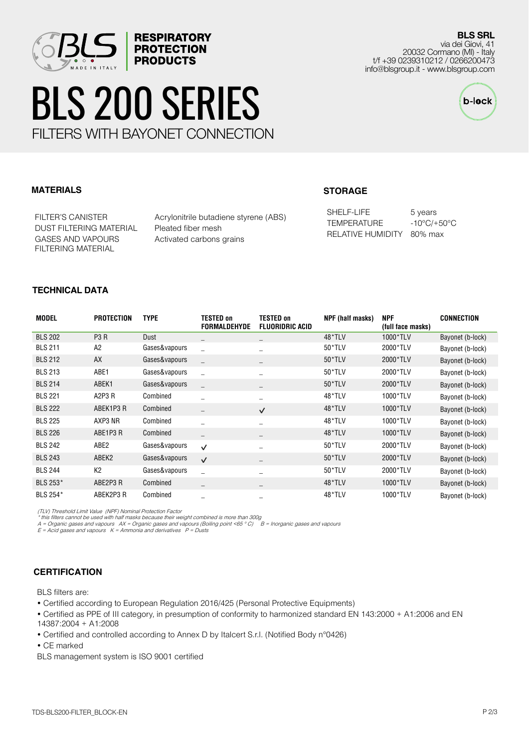**RESPIRATORY PROTECTION PRODUCTS**

**BLS SRL**
via dei Giovi, 41
20032 Cormano (MI) - Italy
t/f +39 0239310212 / 0266200473
info@blsgroup.it - www.blsgroup.com

# BLS 200 SERIES

FILTERS WITH BAYONET CONNECTION

## MATERIALS

| | |
|---|---|
| FILTER'S CANISTER | Acrylonitrile butadiene styrene (ABS) |
| DUST FILTERING MATERIAL | Pleated fiber mesh |
| GASES AND VAPOURS FILTERING MATERIAL | Activated carbons grains |

## STORAGE

| | |
|---|---|
| SHELF-LIFE | 5 years |
| TEMPERATURE | -10°C/+50°C |
| RELATIVE HUMIDITY | 80% max |

## TECHNICAL DATA

| MODEL | PROTECTION | TYPE | TESTED on FORMALDEHYDE | TESTED on FLUORIDRIC ACID | NPF (half masks) | NPF (full face masks) | CONNECTION |
|---|---|---|---|---|---|---|---|
| BLS 202 | P3 R | Dust | _ | _ | 48*TLV | 1000*TLV | Bayonet (b-lock) |
| BLS 211 | A2 | Gases&vapours | _ | _ | 50*TLV | 2000*TLV | Bayonet (b-lock) |
| BLS 212 | AX | Gases&vapours | _ | _ | 50*TLV | 2000*TLV | Bayonet (b-lock) |
| BLS 213 | ABE1 | Gases&vapours | _ | _ | 50*TLV | 2000*TLV | Bayonet (b-lock) |
| BLS 214 | ABEK1 | Gases&vapours | _ | _ | 50*TLV | 2000*TLV | Bayonet (b-lock) |
| BLS 221 | A2P3 R | Combined | _ | _ | 48*TLV | 1000*TLV | Bayonet (b-lock) |
| BLS 222 | ABEK1P3 R | Combined | _ | ✓ | 48*TLV | 1000*TLV | Bayonet (b-lock) |
| BLS 225 | AXP3 NR | Combined | _ | _ | 48*TLV | 1000*TLV | Bayonet (b-lock) |
| BLS 226 | ABE1P3 R | Combined | _ | _ | 48*TLV | 1000*TLV | Bayonet (b-lock) |
| BLS 242 | ABE2 | Gases&vapours | ✓ | _ | 50*TLV | 2000*TLV | Bayonet (b-lock) |
| BLS 243 | ABEK2 | Gases&vapours | ✓ | _ | 50*TLV | 2000*TLV | Bayonet (b-lock) |
| BLS 244 | K2 | Gases&vapours | _ | _ | 50*TLV | 2000*TLV | Bayonet (b-lock) |
| BLS 253* | ABE2P3 R | Combined | _ | _ | 48*TLV | 1000*TLV | Bayonet (b-lock) |
| BLS 254* | ABEK2P3 R | Combined | _ | _ | 48*TLV | 1000*TLV | Bayonet (b-lock) |

*(TLV) Threshold Limit Value (NPF) Nominal Protection Factor*
*\* this filters cannot be used with half masks because their weight combined is more than 300g*
*A = Organic gases and vapours AX = Organic gases and vapours (Boiling point <65 ° C) B = Inorganic gases and vapours*
*E = Acid gases and vapours K = Ammonia and derivatives P = Dusts*

## CERTIFICATION

BLS filters are:

- Certified according to European Regulation 2016/425 (Personal Protective Equipments)
- Certified as PPE of III category, in presumption of conformity to harmonized standard EN 143:2000 + A1:2006 and EN 14387:2004 + A1:2008
- Certified and controlled according to Annex D by Italcert S.r.l. (Notified Body n°0426)
- CE marked

BLS management system is ISO 9001 certified

TDS-BLS200-FILTER_BLOCK-EN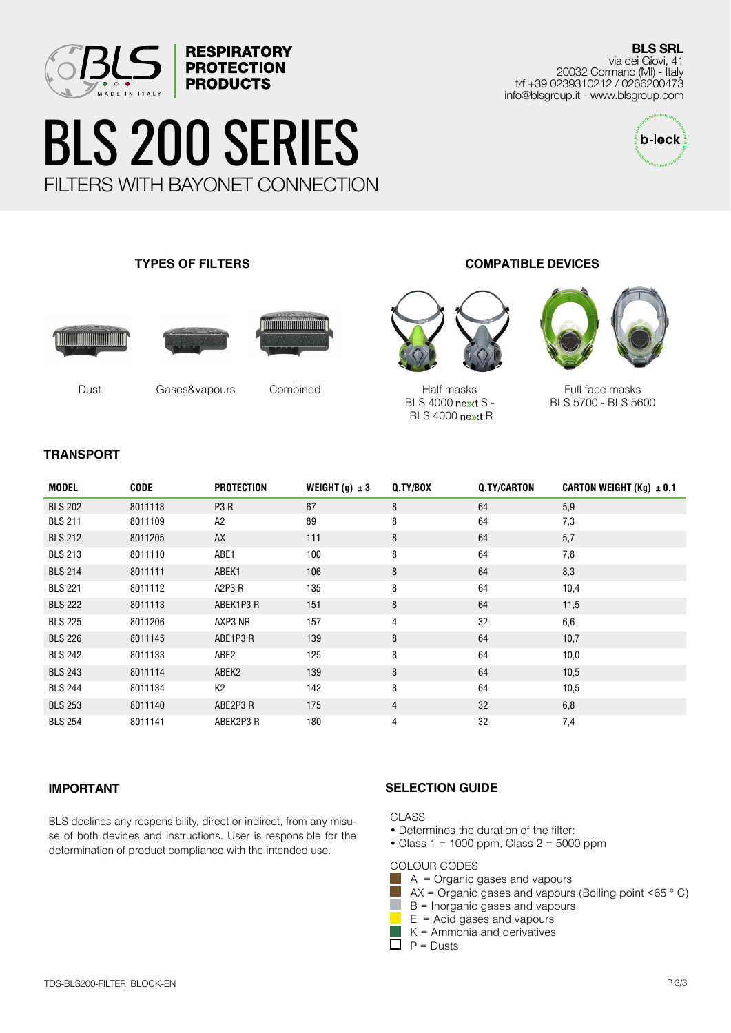RESPIRATORY PROTECTION PRODUCTS

**BLS SRL**
via dei Giovi, 41
20032 Cormano (MI) - Italy
t/f +39 0239310212 / 0266200473
info@blsgroup.it - www.blsgroup.com

b-lock

# BLS 200 SERIES

## FILTERS WITH BAYONET CONNECTION

### TYPES OF FILTERS

Dust

Gases&vapours

Combined

### COMPATIBLE DEVICES

Half masks
BLS 4000 next S - BLS 4000 next R

Full face masks
BLS 5700 - BLS 5600

### TRANSPORT

| MODEL | CODE | PROTECTION | WEIGHT (g) ± 3 | Q.TY/BOX | Q.TY/CARTON | CARTON WEIGHT (Kg) ± 0,1 |
|---|---|---|---|---|---|---|
| BLS 202 | 8011118 | P3 R | 67 | 8 | 64 | 5,9 |
| BLS 211 | 8011109 | A2 | 89 | 8 | 64 | 7,3 |
| BLS 212 | 8011205 | AX | 111 | 8 | 64 | 5,7 |
| BLS 213 | 8011110 | ABE1 | 100 | 8 | 64 | 7,8 |
| BLS 214 | 8011111 | ABEK1 | 106 | 8 | 64 | 8,3 |
| BLS 221 | 8011112 | A2P3 R | 135 | 8 | 64 | 10,4 |
| BLS 222 | 8011113 | ABEK1P3 R | 151 | 8 | 64 | 11,5 |
| BLS 225 | 8011206 | AXP3 NR | 157 | 4 | 32 | 6,6 |
| BLS 226 | 8011145 | ABE1P3 R | 139 | 8 | 64 | 10,7 |
| BLS 242 | 8011133 | ABE2 | 125 | 8 | 64 | 10,0 |
| BLS 243 | 8011114 | ABEK2 | 139 | 8 | 64 | 10,5 |
| BLS 244 | 8011134 | K2 | 142 | 8 | 64 | 10,5 |
| BLS 253 | 8011140 | ABE2P3 R | 175 | 4 | 32 | 6,8 |
| BLS 254 | 8011141 | ABEK2P3 R | 180 | 4 | 32 | 7,4 |

### IMPORTANT

BLS declines any responsibility, direct or indirect, from any misuse of both devices and instructions. User is responsible for the determination of product compliance with the intended use.

### SELECTION GUIDE

CLASS

- Determines the duration of the filter:
- Class 1 = 1000 ppm, Class 2 = 5000 ppm

COLOUR CODES

- A = Organic gases and vapours
- AX = Organic gases and vapours (Boiling point <65 ° C)
- B = Inorganic gases and vapours
- E = Acid gases and vapours
- K = Ammonia and derivatives
- P = Dusts

TDS-BLS200-FILTER_BLOCK-EN